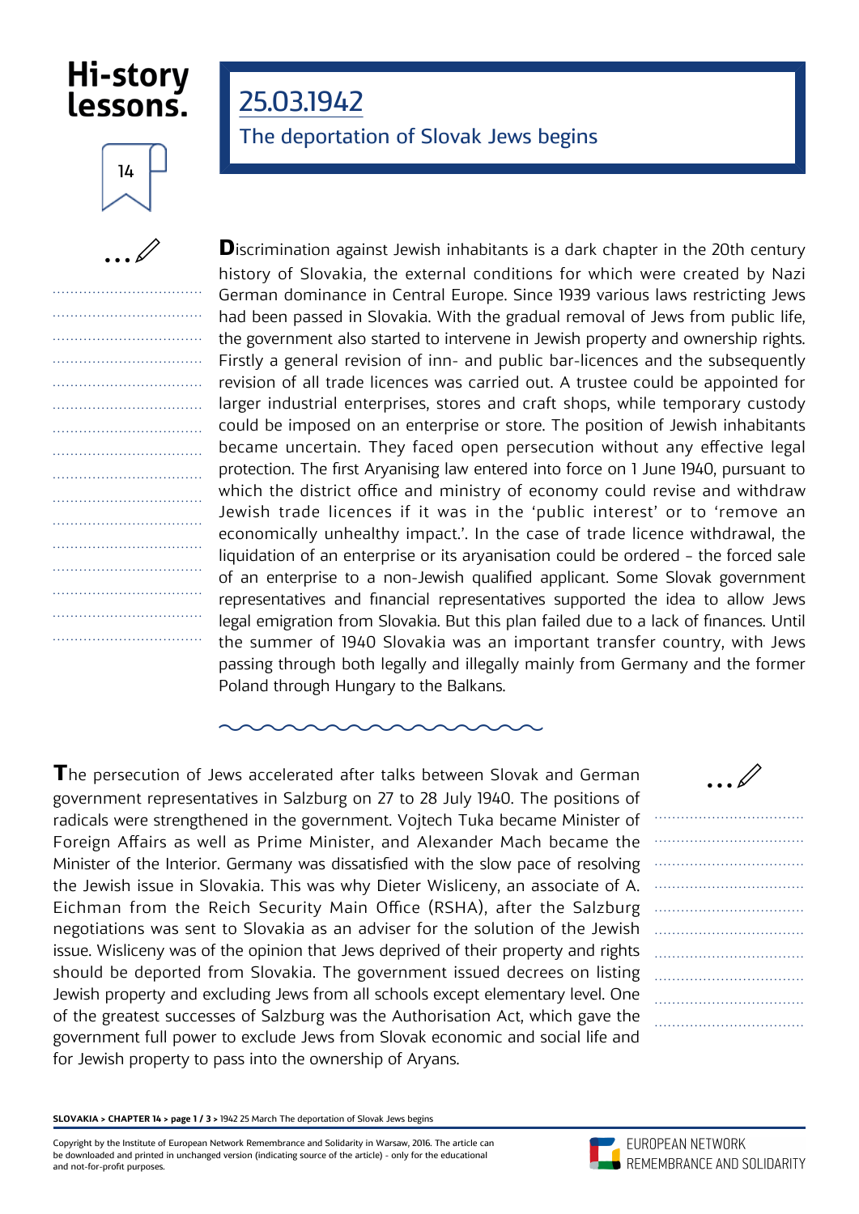Hi-story lessons.

14

# 25.03.1942

## The deportation of Slovak Jews begins

Discrimination against Jewish inhabitants is a dark chapter in the 20th century history of Slovakia, the external conditions for which were created by Nazi German dominance in Central Europe. Since 1939 various laws restricting Jews had been passed in Slovakia. With the gradual removal of Jews from public life, the government also started to intervene in Jewish property and ownership rights. Firstly a general revision of inn- and public bar-licences and the subsequently revision of all trade licences was carried out. A trustee could be appointed for larger industrial enterprises, stores and craft shops, while temporary custody could be imposed on an enterprise or store. The position of Jewish inhabitants became uncertain. They faced open persecution without any effective legal protection. The first Aryanising law entered into force on 1 June 1940, pursuant to which the district office and ministry of economy could revise and withdraw Jewish trade licences if it was in the 'public interest' or to 'remove an economically unhealthy impact.'. In the case of trade licence withdrawal, the liquidation of an enterprise or its aryanisation could be ordered – the forced sale of an enterprise to a non-Jewish qualified applicant. Some Slovak government representatives and financial representatives supported the idea to allow Jews legal emigration from Slovakia. But this plan failed due to a lack of finances. Until the summer of 1940 Slovakia was an important transfer country, with Jews passing through both legally and illegally mainly from Germany and the former Poland through Hungary to the Balkans.

The persecution of Jews accelerated after talks between Slovak and German government representatives in Salzburg on 27 to 28 July 1940. The positions of radicals were strengthened in the government. Vojtech Tuka became Minister of Foreign Affairs as well as Prime Minister, and Alexander Mach became the Minister of the Interior. Germany was dissatisfied with the slow pace of resolving the Jewish issue in Slovakia. This was why Dieter Wisliceny, an associate of A. Eichman from the Reich Security Main Office (RSHA), after the Salzburg negotiations was sent to Slovakia as an adviser for the solution of the Jewish issue. Wisliceny was of the opinion that Jews deprived of their property and rights should be deported from Slovakia. The government issued decrees on listing Jewish property and excluding Jews from all schools except elementary level. One of the greatest successes of Salzburg was the Authorisation Act, which gave the government full power to exclude Jews from Slovak economic and social life and for Jewish property to pass into the ownership of Aryans.

Copyright by the Institute of European Network Remembrance and Solidarity in Warsaw, 2016. The article can be downloaded and printed in unchanged version (indicating source of the article) - only for the educational and not-for-profit purposes.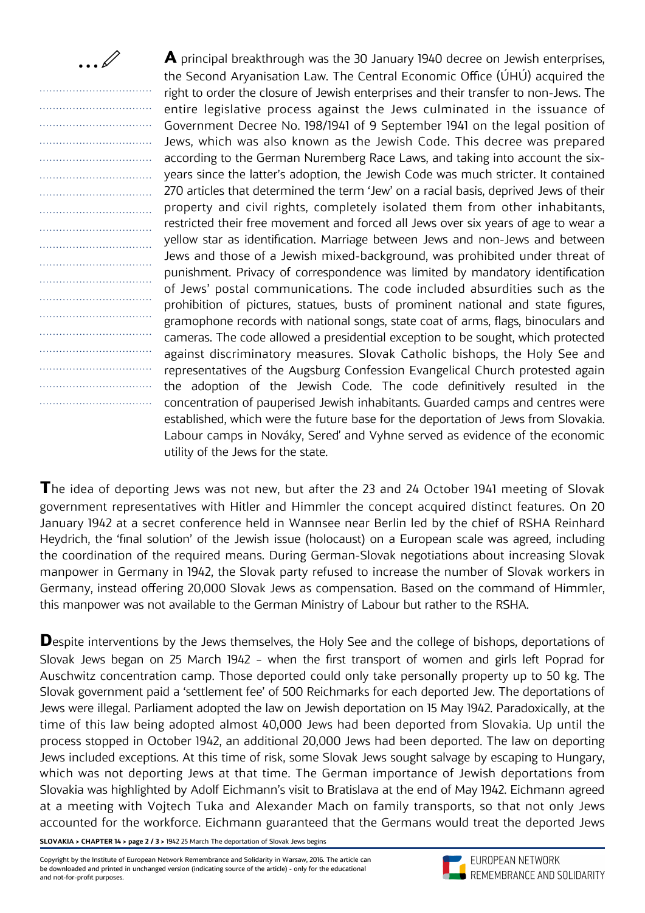**A** principal breakthrough was the 30 January 1940 decree on Jewish enterprises, the Second Aryanisation Law. The Central Economic Office (ÚHÚ) acquired the right to order the closure of Jewish enterprises and their transfer to non-Jews. The entire legislative process against the Jews culminated in the issuance of Government Decree No. 198/1941 of 9 September 1941 on the legal position of Jews, which was also known as the Jewish Code. This decree was prepared according to the German Nuremberg Race Laws, and taking into account the six-years since the latter's adoption, the Jewish Code was much stricter. It contained 270 articles that determined the term 'Jew' on a racial basis, deprived Jews of their property and civil rights, completely isolated them from other inhabitants, restricted their free movement and forced all Jews over six years of age to wear a yellow star as identification. Marriage between Jews and non-Jews and between Jews and those of a Jewish mixed-background, was prohibited under threat of punishment. Privacy of correspondence was limited by mandatory identification of Jews' postal communications. The code included absurdities such as the prohibition of pictures, statues, busts of prominent national and state figures, gramophone records with national songs, state coat of arms, flags, binoculars and cameras. The code allowed a presidential exception to be sought, which protected against discriminatory measures. Slovak Catholic bishops, the Holy See and representatives of the Augsburg Confession Evangelical Church protested again the adoption of the Jewish Code. The code definitively resulted in the concentration of pauperised Jewish inhabitants. Guarded camps and centres were established, which were the future base for the deportation of Jews from Slovakia. Labour camps in Nováky, Sereď and Vyhne served as evidence of the economic utility of the Jews for the state.

**T**he idea of deporting Jews was not new, but after the 23 and 24 October 1941 meeting of Slovak government representatives with Hitler and Himmler the concept acquired distinct features. On 20 January 1942 at a secret conference held in Wannsee near Berlin led by the chief of RSHA Reinhard Heydrich, the 'final solution' of the Jewish issue (holocaust) on a European scale was agreed, including the coordination of the required means. During German-Slovak negotiations about increasing Slovak manpower in Germany in 1942, the Slovak party refused to increase the number of Slovak workers in Germany, instead offering 20,000 Slovak Jews as compensation. Based on the command of Himmler, this manpower was not available to the German Ministry of Labour but rather to the RSHA.

**D**espite interventions by the Jews themselves, the Holy See and the college of bishops, deportations of Slovak Jews began on 25 March 1942 – when the first transport of women and girls left Poprad for Auschwitz concentration camp. Those deported could only take personally property up to 50 kg. The Slovak government paid a 'settlement fee' of 500 Reichmarks for each deported Jew. The deportations of Jews were illegal. Parliament adopted the law on Jewish deportation on 15 May 1942. Paradoxically, at the time of this law being adopted almost 40,000 Jews had been deported from Slovakia. Up until the process stopped in October 1942, an additional 20,000 Jews had been deported. The law on deporting Jews included exceptions. At this time of risk, some Slovak Jews sought salvage by escaping to Hungary, which was not deporting Jews at that time. The German importance of Jewish deportations from Slovakia was highlighted by Adolf Eichmann's visit to Bratislava at the end of May 1942. Eichmann agreed at a meeting with Vojtech Tuka and Alexander Mach on family transports, so that not only Jews accounted for the workforce. Eichmann guaranteed that the Germans would treat the deported Jews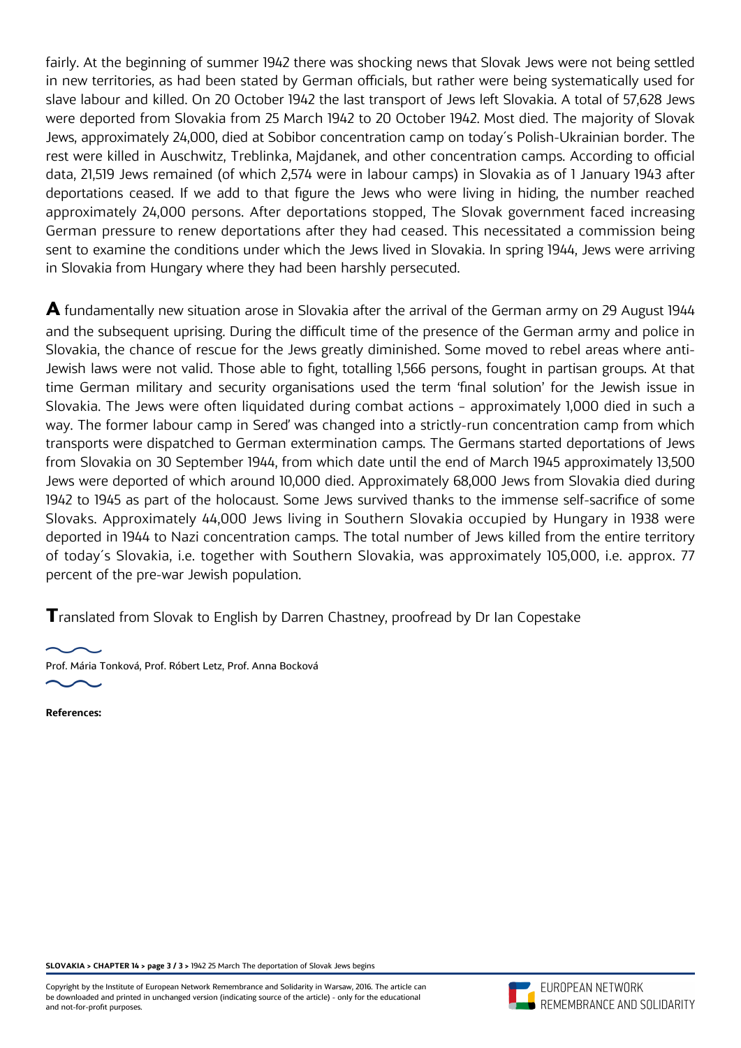fairly. At the beginning of summer 1942 there was shocking news that Slovak Jews were not being settled in new territories, as had been stated by German officials, but rather were being systematically used for slave labour and killed. On 20 October 1942 the last transport of Jews left Slovakia. A total of 57,628 Jews were deported from Slovakia from 25 March 1942 to 20 October 1942. Most died. The majority of Slovak Jews, approximately 24,000, died at Sobibor concentration camp on today´s Polish-Ukrainian border. The rest were killed in Auschwitz, Treblinka, Majdanek, and other concentration camps. According to official data, 21,519 Jews remained (of which 2,574 were in labour camps) in Slovakia as of 1 January 1943 after deportations ceased. If we add to that figure the Jews who were living in hiding, the number reached approximately 24,000 persons. After deportations stopped, The Slovak government faced increasing German pressure to renew deportations after they had ceased. This necessitated a commission being sent to examine the conditions under which the Jews lived in Slovakia. In spring 1944, Jews were arriving in Slovakia from Hungary where they had been harshly persecuted.

A fundamentally new situation arose in Slovakia after the arrival of the German army on 29 August 1944 and the subsequent uprising. During the difficult time of the presence of the German army and police in Slovakia, the chance of rescue for the Jews greatly diminished. Some moved to rebel areas where anti-Jewish laws were not valid. Those able to fight, totalling 1,566 persons, fought in partisan groups. At that time German military and security organisations used the term 'final solution' for the Jewish issue in Slovakia. The Jews were often liquidated during combat actions – approximately 1,000 died in such a way. The former labour camp in Sereď was changed into a strictly-run concentration camp from which transports were dispatched to German extermination camps. The Germans started deportations of Jews from Slovakia on 30 September 1944, from which date until the end of March 1945 approximately 13,500 Jews were deported of which around 10,000 died. Approximately 68,000 Jews from Slovakia died during 1942 to 1945 as part of the holocaust. Some Jews survived thanks to the immense self-sacrifice of some Slovaks. Approximately 44,000 Jews living in Southern Slovakia occupied by Hungary in 1938 were deported in 1944 to Nazi concentration camps. The total number of Jews killed from the entire territory of today´s Slovakia, i.e. together with Southern Slovakia, was approximately 105,000, i.e. approx. 77 percent of the pre-war Jewish population.

Translated from Slovak to English by Darren Chastney, proofread by Dr Ian Copestake

Prof. Mária Tonková, Prof. Róbert Letz, Prof. Anna Bocková

**References:**

Copyright by the Institute of European Network Remembrance and Solidarity in Warsaw, 2016. The article can be downloaded and printed in unchanged version (indicating source of the article) - only for the educational and not-for-profit purposes.